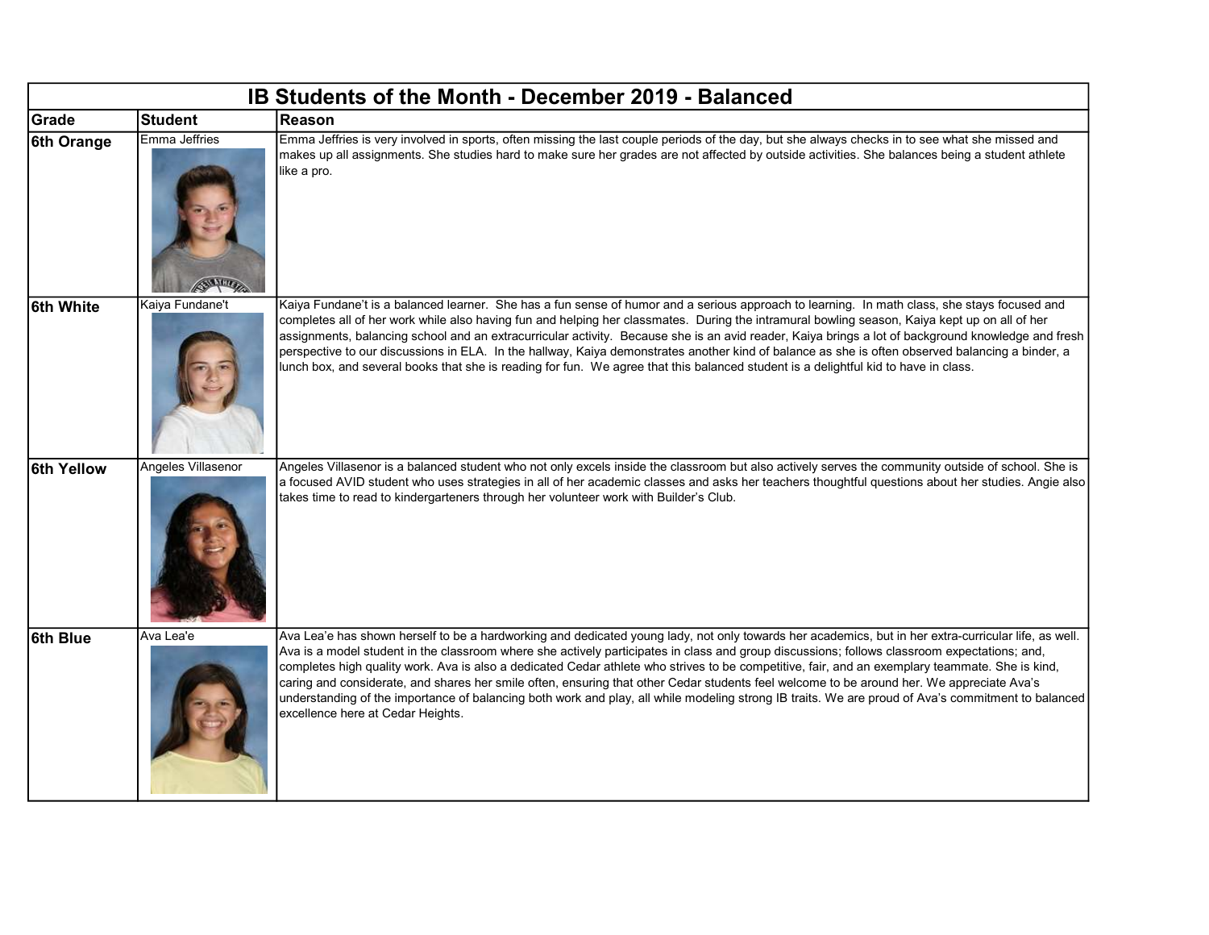# IB Students of the Month - December 2019 - Balanced

| Grade | Student | Reason |
| --- | --- | --- |
| 6th Orange | Emma Jeffries | Emma Jeffries is very involved in sports, often missing the last couple periods of the day, but she always checks in to see what she missed and makes up all assignments. She studies hard to make sure her grades are not affected by outside activities. She balances being a student athlete like a pro. |
| 6th White | Kaiya Fundane't | Kaiya Fundane't is a balanced learner. She has a fun sense of humor and a serious approach to learning. In math class, she stays focused and completes all of her work while also having fun and helping her classmates. During the intramural bowling season, Kaiya kept up on all of her assignments, balancing school and an extracurricular activity. Because she is an avid reader, Kaiya brings a lot of background knowledge and fresh perspective to our discussions in ELA. In the hallway, Kaiya demonstrates another kind of balance as she is often observed balancing a binder, a lunch box, and several books that she is reading for fun. We agree that this balanced student is a delightful kid to have in class. |
| 6th Yellow | Angeles Villasenor | Angeles Villasenor is a balanced student who not only excels inside the classroom but also actively serves the community outside of school. She is a focused AVID student who uses strategies in all of her academic classes and asks her teachers thoughtful questions about her studies. Angie also takes time to read to kindergarteners through her volunteer work with Builder's Club. |
| 6th Blue | Ava Lea'e | Ava Lea'e has shown herself to be a hardworking and dedicated young lady, not only towards her academics, but in her extra-curricular life, as well. Ava is a model student in the classroom where she actively participates in class and group discussions; follows classroom expectations; and, completes high quality work. Ava is also a dedicated Cedar athlete who strives to be competitive, fair, and an exemplary teammate. She is kind, caring and considerate, and shares her smile often, ensuring that other Cedar students feel welcome to be around her. We appreciate Ava's understanding of the importance of balancing both work and play, all while modeling strong IB traits. We are proud of Ava's commitment to balanced excellence here at Cedar Heights. |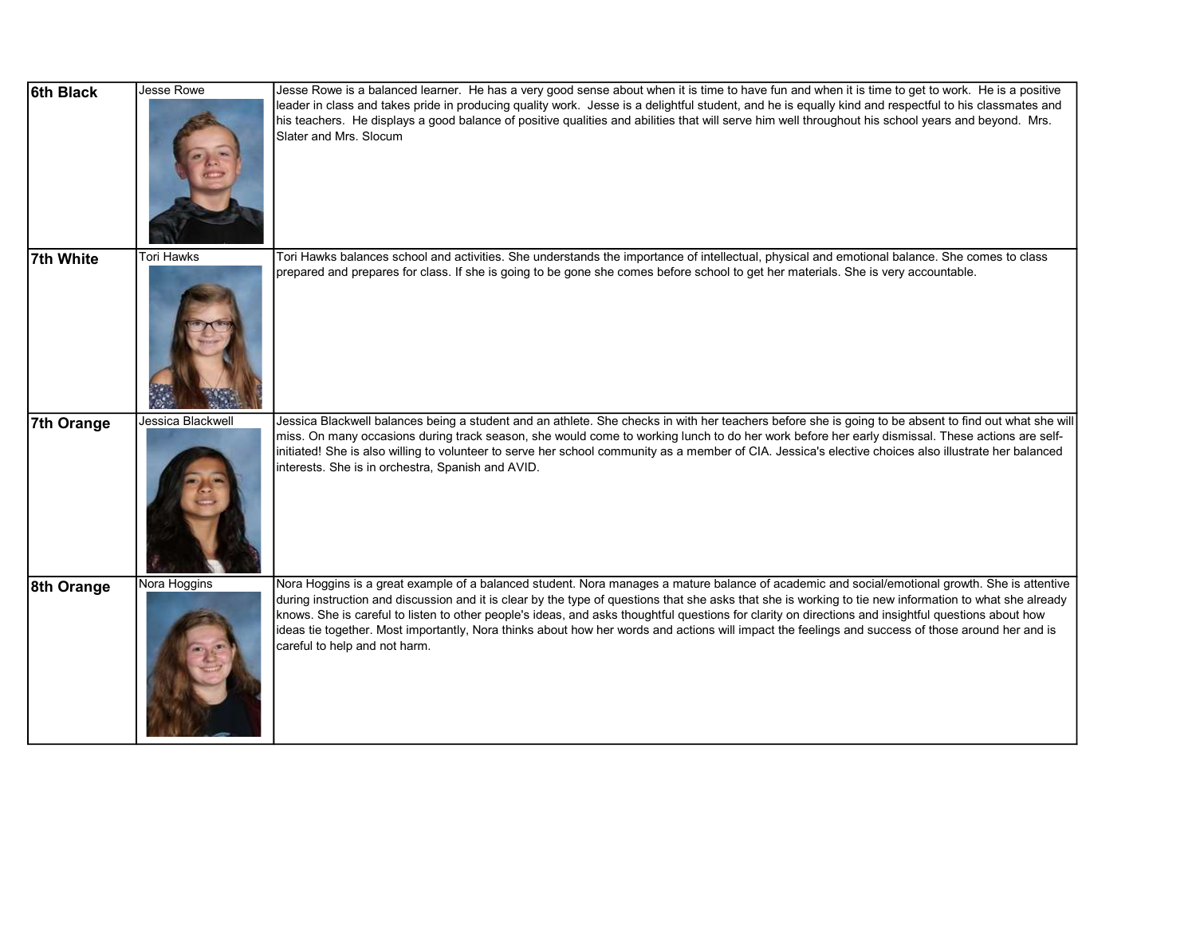| 6th Black | Jesse Rowe | Jesse Rowe is a balanced learner. He has a very good sense about when it is time to have fun and when it is time to get to work. He is a positive leader in class and takes pride in producing quality work. Jesse is a delightful student, and he is equally kind and respectful to his classmates and his teachers. He displays a good balance of positive qualities and abilities that will serve him well throughout his school years and beyond. Mrs. Slater and Mrs. Slocum |
|---|---|---|
| 7th White | Tori Hawks | Tori Hawks balances school and activities. She understands the importance of intellectual, physical and emotional balance. She comes to class prepared and prepares for class. If she is going to be gone she comes before school to get her materials. She is very accountable. |
| 7th Orange | Jessica Blackwell | Jessica Blackwell balances being a student and an athlete. She checks in with her teachers before she is going to be absent to find out what she will miss. On many occasions during track season, she would come to working lunch to do her work before her early dismissal. These actions are self-initiated! She is also willing to volunteer to serve her school community as a member of CIA. Jessica's elective choices also illustrate her balanced interests. She is in orchestra, Spanish and AVID. |
| 8th Orange | Nora Hoggins | Nora Hoggins is a great example of a balanced student. Nora manages a mature balance of academic and social/emotional growth. She is attentive during instruction and discussion and it is clear by the type of questions that she asks that she is working to tie new information to what she already knows. She is careful to listen to other people's ideas, and asks thoughtful questions for clarity on directions and insightful questions about how ideas tie together. Most importantly, Nora thinks about how her words and actions will impact the feelings and success of those around her and is careful to help and not harm. |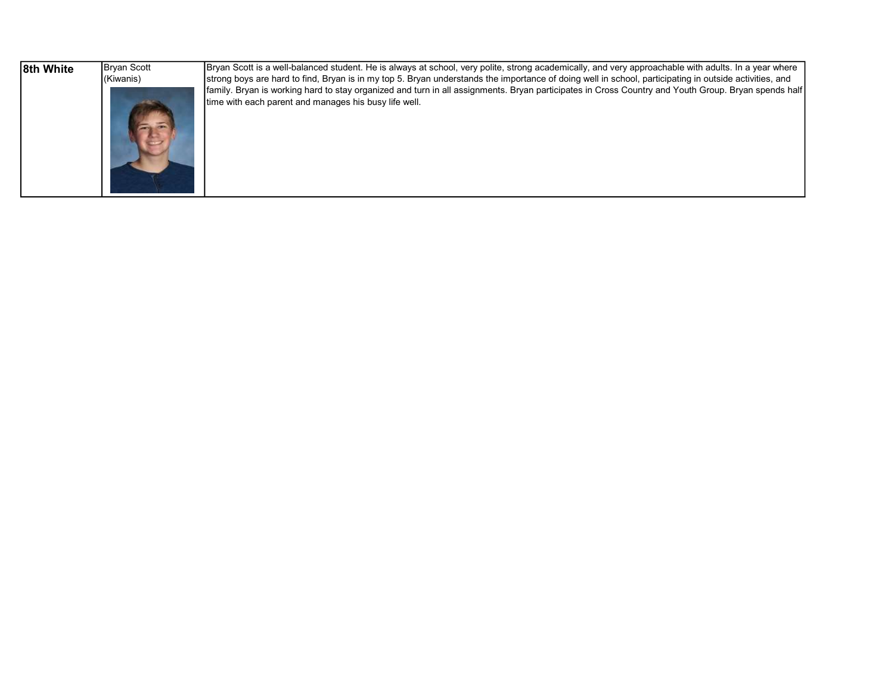| | | |
|---|---|---|
| **8th White** | Bryan Scott (Kiwanis) | Bryan Scott is a well-balanced student. He is always at school, very polite, strong academically, and very approachable with adults. In a year where strong boys are hard to find, Bryan is in my top 5. Bryan understands the importance of doing well in school, participating in outside activities, and family. Bryan is working hard to stay organized and turn in all assignments. Bryan participates in Cross Country and Youth Group. Bryan spends half time with each parent and manages his busy life well. |